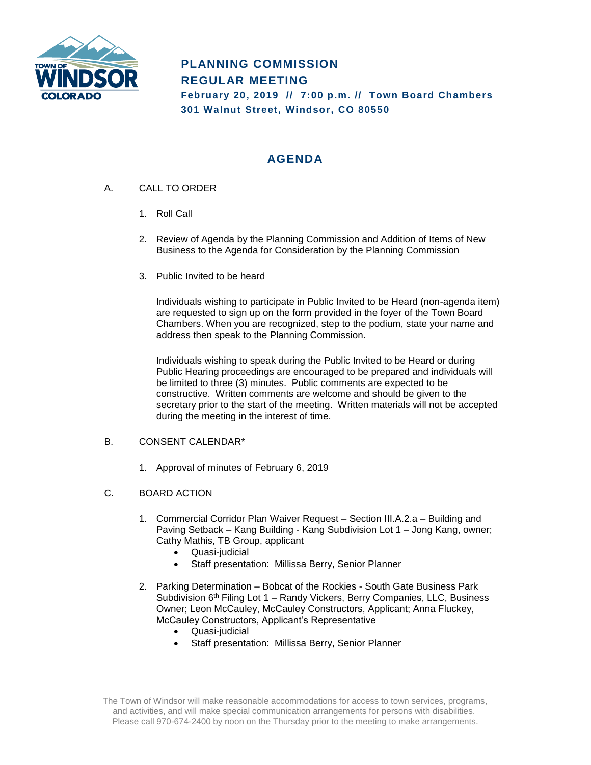TOWN OF WINDSOR COLORADO

# PLANNING COMMISSION
# REGULAR MEETING

**February 20, 2019 // 7:00 p.m. // Town Board Chambers**
**301 Walnut Street, Windsor, CO 80550**

## AGENDA

A. CALL TO ORDER

1. Roll Call

2. Review of Agenda by the Planning Commission and Addition of Items of New Business to the Agenda for Consideration by the Planning Commission

3. Public Invited to be heard

   Individuals wishing to participate in Public Invited to be Heard (non-agenda item) are requested to sign up on the form provided in the foyer of the Town Board Chambers. When you are recognized, step to the podium, state your name and address then speak to the Planning Commission.

   Individuals wishing to speak during the Public Invited to be Heard or during Public Hearing proceedings are encouraged to be prepared and individuals will be limited to three (3) minutes. Public comments are expected to be constructive. Written comments are welcome and should be given to the secretary prior to the start of the meeting. Written materials will not be accepted during the meeting in the interest of time.

B. CONSENT CALENDAR*

1. Approval of minutes of February 6, 2019

C. BOARD ACTION

1. Commercial Corridor Plan Waiver Request – Section III.A.2.a – Building and Paving Setback – Kang Building - Kang Subdivision Lot 1 – Jong Kang, owner; Cathy Mathis, TB Group, applicant
   - Quasi-judicial
   - Staff presentation: Millissa Berry, Senior Planner

2. Parking Determination – Bobcat of the Rockies - South Gate Business Park Subdivision 6th Filing Lot 1 – Randy Vickers, Berry Companies, LLC, Business Owner; Leon McCauley, McCauley Constructors, Applicant; Anna Fluckey, McCauley Constructors, Applicant's Representative
   - Quasi-judicial
   - Staff presentation: Millissa Berry, Senior Planner

The Town of Windsor will make reasonable accommodations for access to town services, programs, and activities, and will make special communication arrangements for persons with disabilities. Please call 970-674-2400 by noon on the Thursday prior to the meeting to make arrangements.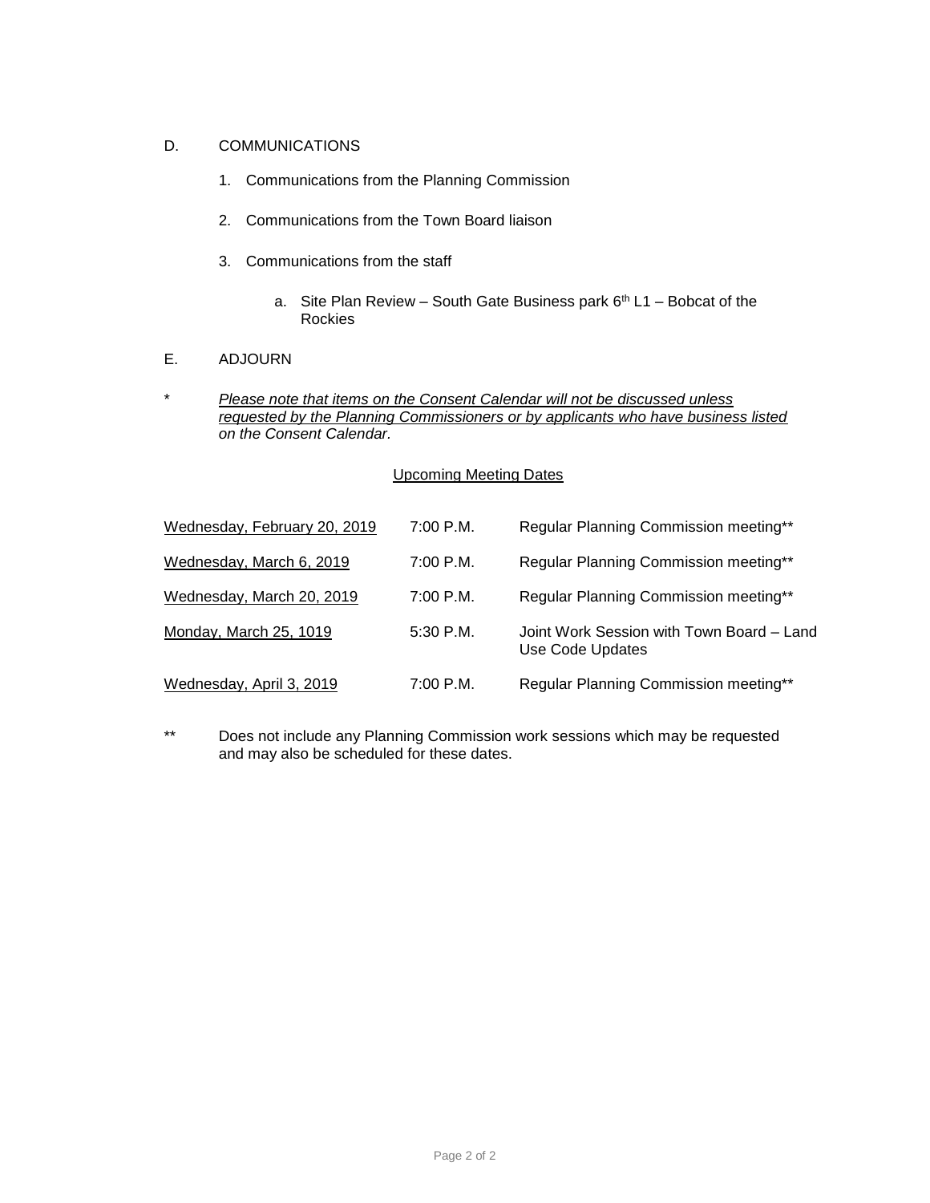D. COMMUNICATIONS

1. Communications from the Planning Commission

2. Communications from the Town Board liaison

3. Communications from the staff

   a. Site Plan Review – South Gate Business park 6th L1 – Bobcat of the Rockies

E. ADJOURN

\* *Please note that items on the Consent Calendar will not be discussed unless requested by the Planning Commissioners or by applicants who have business listed on the Consent Calendar.*

Upcoming Meeting Dates

| | | |
|---|---|---|
| Wednesday, February 20, 2019 | 7:00 P.M. | Regular Planning Commission meeting** |
| Wednesday, March 6, 2019 | 7:00 P.M. | Regular Planning Commission meeting** |
| Wednesday, March 20, 2019 | 7:00 P.M. | Regular Planning Commission meeting** |
| Monday, March 25, 1019 | 5:30 P.M. | Joint Work Session with Town Board – Land Use Code Updates |
| Wednesday, April 3, 2019 | 7:00 P.M. | Regular Planning Commission meeting** |

** Does not include any Planning Commission work sessions which may be requested and may also be scheduled for these dates.